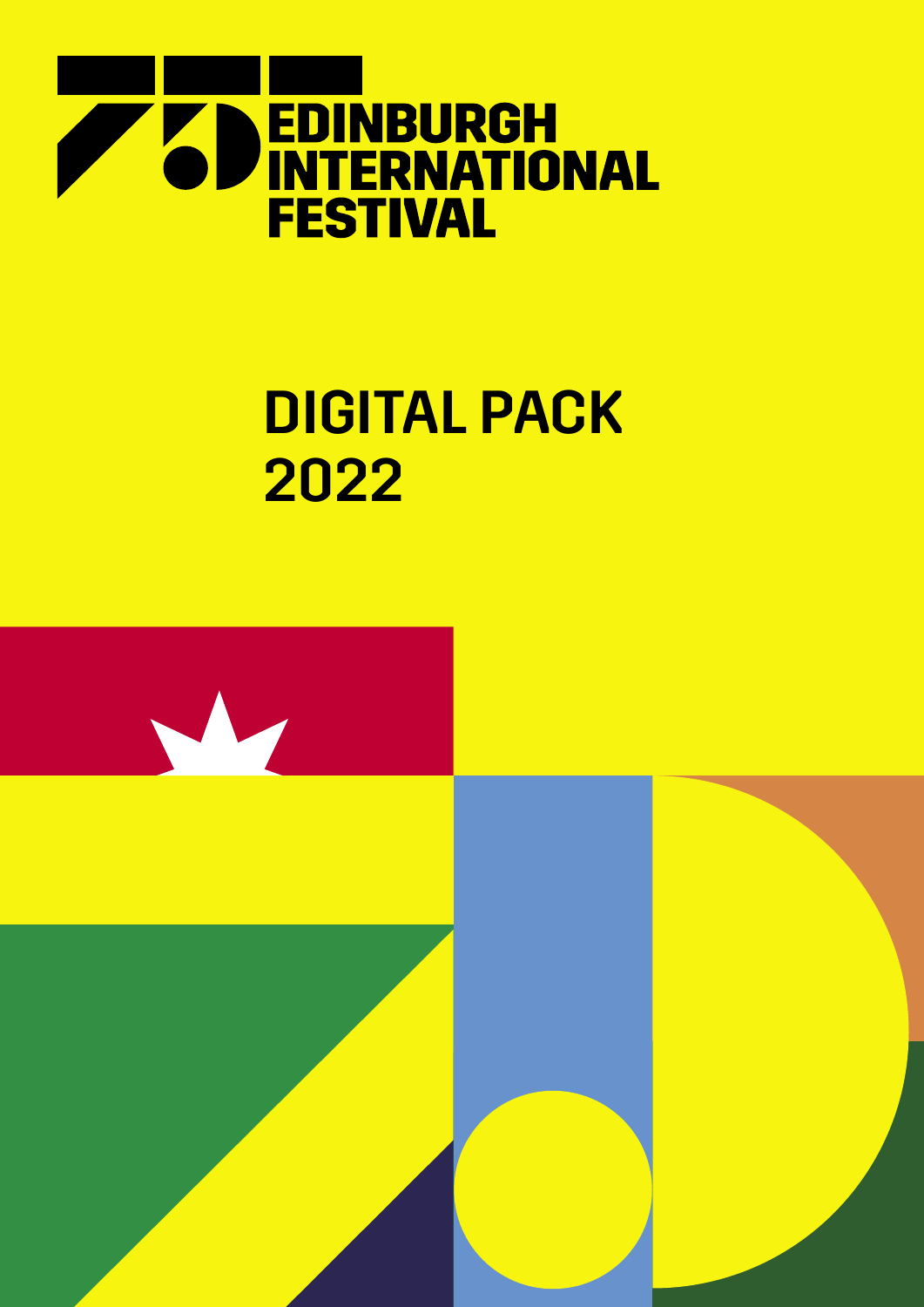EDINBURGH INTERNATIONAL FESTIVAL

# DIGITAL PACK 2022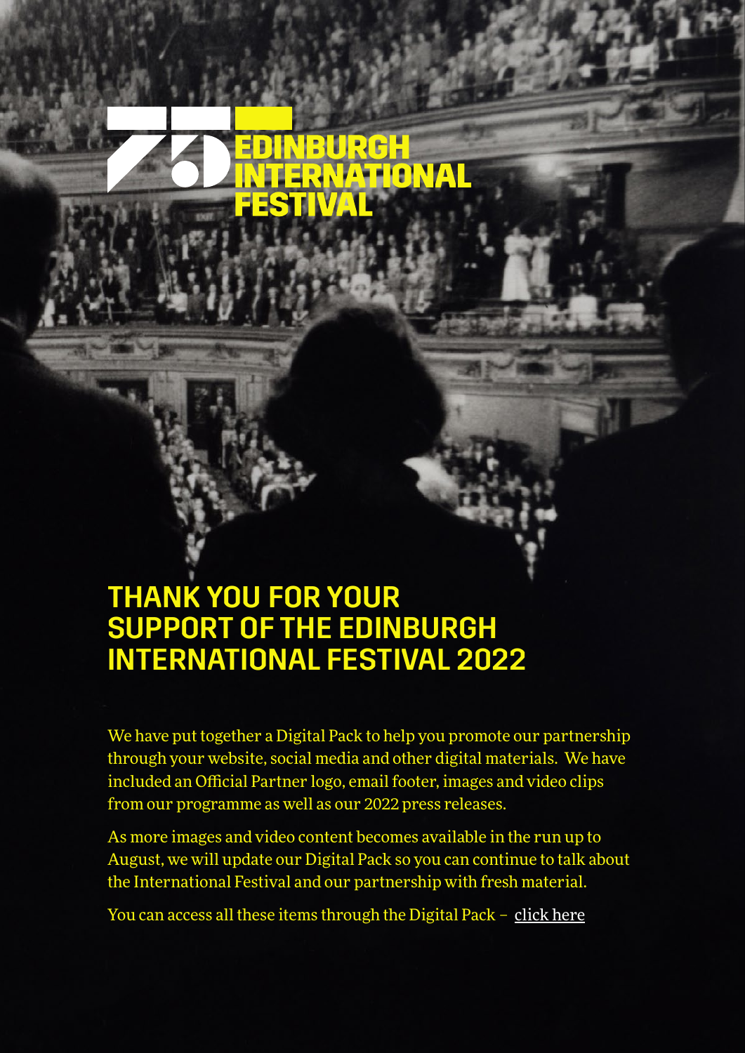EDINBURGH INTERNATIONAL FESTIVAL

# THANK YOU FOR YOUR SUPPORT OF THE EDINBURGH INTERNATIONAL FESTIVAL 2022

We have put together a Digital Pack to help you promote our partnership through your website, social media and other digital materials. We have included an Official Partner logo, email footer, images and video clips from our programme as well as our 2022 press releases.

As more images and video content becomes available in the run up to August, we will update our Digital Pack so you can continue to talk about the International Festival and our partnership with fresh material.

You can access all these items through the Digital Pack – click here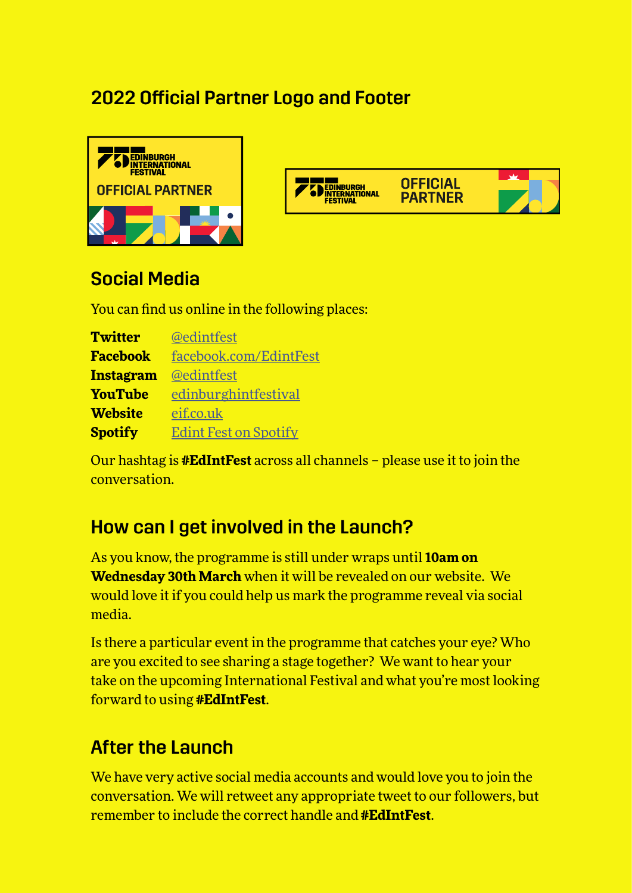## 2022 Official Partner Logo and Footer

## Social Media

You can find us online in the following places:

| | |
|---|---|
| **Twitter** | @edintfest |
| **Facebook** | facebook.com/EdintFest |
| **Instagram** | @edintfest |
| **YouTube** | edinburghintfestival |
| **Website** | eif.co.uk |
| **Spotify** | Edint Fest on Spotify |

Our hashtag is **#EdIntFest** across all channels – please use it to join the conversation.

## How can I get involved in the Launch?

As you know, the programme is still under wraps until **10am on Wednesday 30th March** when it will be revealed on our website. We would love it if you could help us mark the programme reveal via social media.

Is there a particular event in the programme that catches your eye? Who are you excited to see sharing a stage together? We want to hear your take on the upcoming International Festival and what you're most looking forward to using **#EdIntFest**.

## After the Launch

We have very active social media accounts and would love you to join the conversation. We will retweet any appropriate tweet to our followers, but remember to include the correct handle and **#EdIntFest**.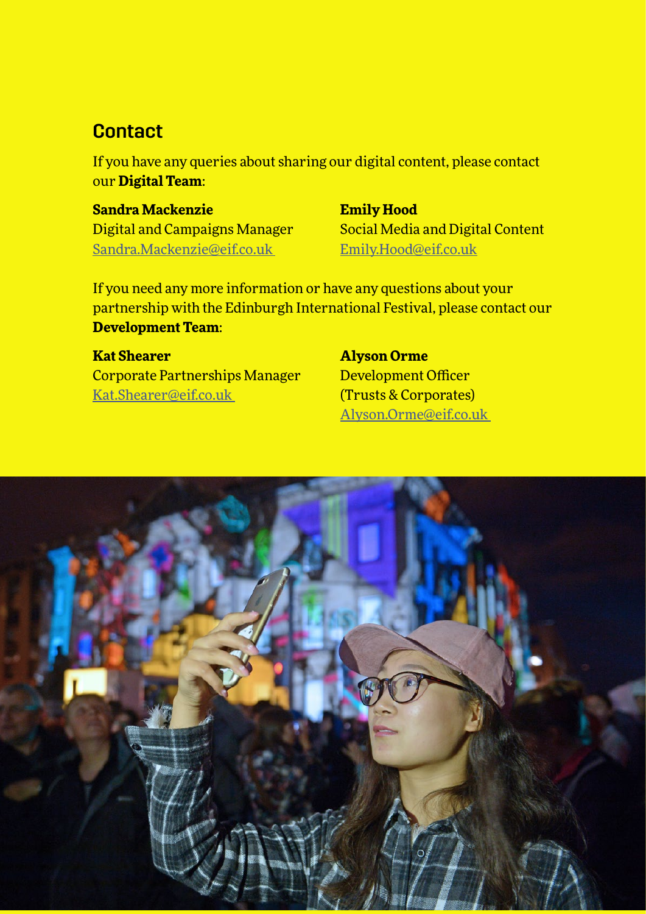## Contact

If you have any queries about sharing our digital content, please contact our **Digital Team**:

**Sandra Mackenzie**
Digital and Campaigns Manager
Sandra.Mackenzie@eif.co.uk

**Emily Hood**
Social Media and Digital Content
Emily.Hood@eif.co.uk

If you need any more information or have any questions about your partnership with the Edinburgh International Festival, please contact our **Development Team**:

**Kat Shearer**
Corporate Partnerships Manager
Kat.Shearer@eif.co.uk

**Alyson Orme**
Development Officer
(Trusts & Corporates)
Alyson.Orme@eif.co.uk